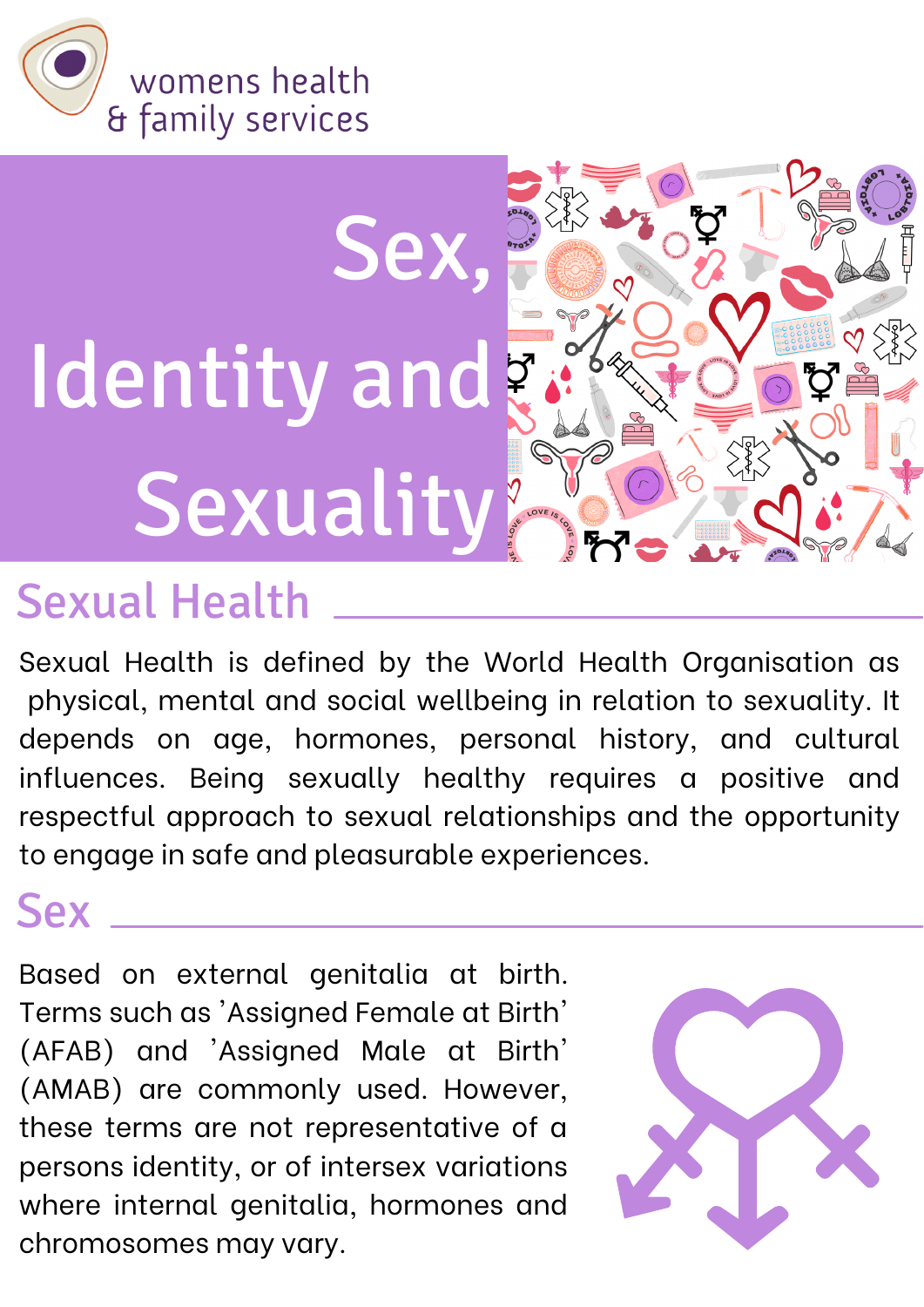womens health
& family services

# Sex, Identity and Sexuality

## Sexual Health

Sexual Health is defined by the World Health Organisation as physical, mental and social wellbeing in relation to sexuality. It depends on age, hormones, personal history, and cultural influences. Being sexually healthy requires a positive and respectful approach to sexual relationships and the opportunity to engage in safe and pleasurable experiences.

## Sex

Based on external genitalia at birth. Terms such as 'Assigned Female at Birth' (AFAB) and 'Assigned Male at Birth' (AMAB) are commonly used. However, these terms are not representative of a persons identity, or of intersex variations where internal genitalia, hormones and chromosomes may vary.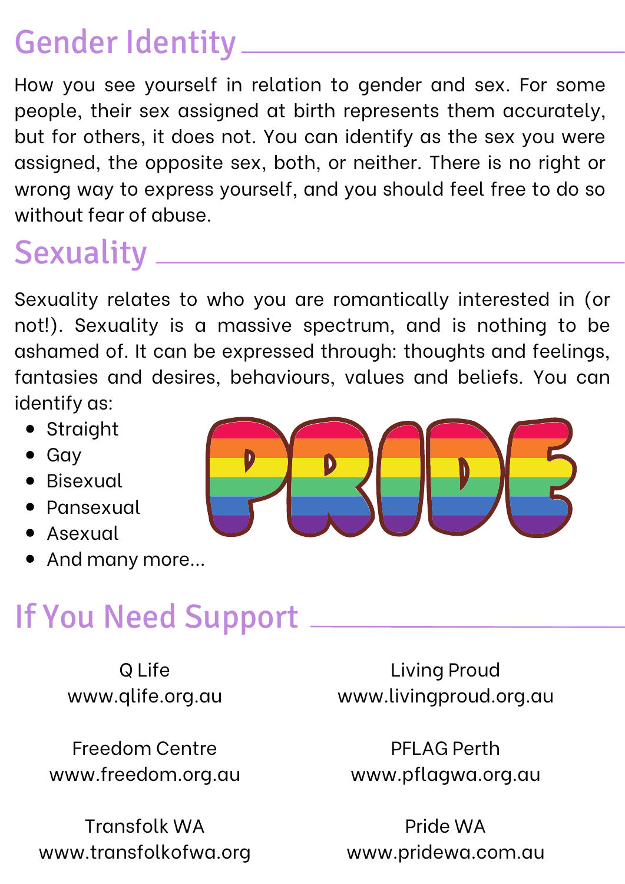## Gender Identity

How you see yourself in relation to gender and sex. For some people, their sex assigned at birth represents them accurately, but for others, it does not. You can identify as the sex you were assigned, the opposite sex, both, or neither. There is no right or wrong way to express yourself, and you should feel free to do so without fear of abuse.

## Sexuality

Sexuality relates to who you are romantically interested in (or not!). Sexuality is a massive spectrum, and is nothing to be ashamed of. It can be expressed through: thoughts and feelings, fantasies and desires, behaviours, values and beliefs. You can identify as:

- Straight
- Gay
- Bisexual
- Pansexual
- Asexual
- And many more...

PRIDE

## If You Need Support

Q Life
www.qlife.org.au

Living Proud
www.livingproud.org.au

Freedom Centre
www.freedom.org.au

PFLAG Perth
www.pflagwa.org.au

Transfolk WA
www.transfolkofwa.org

Pride WA
www.pridewa.com.au